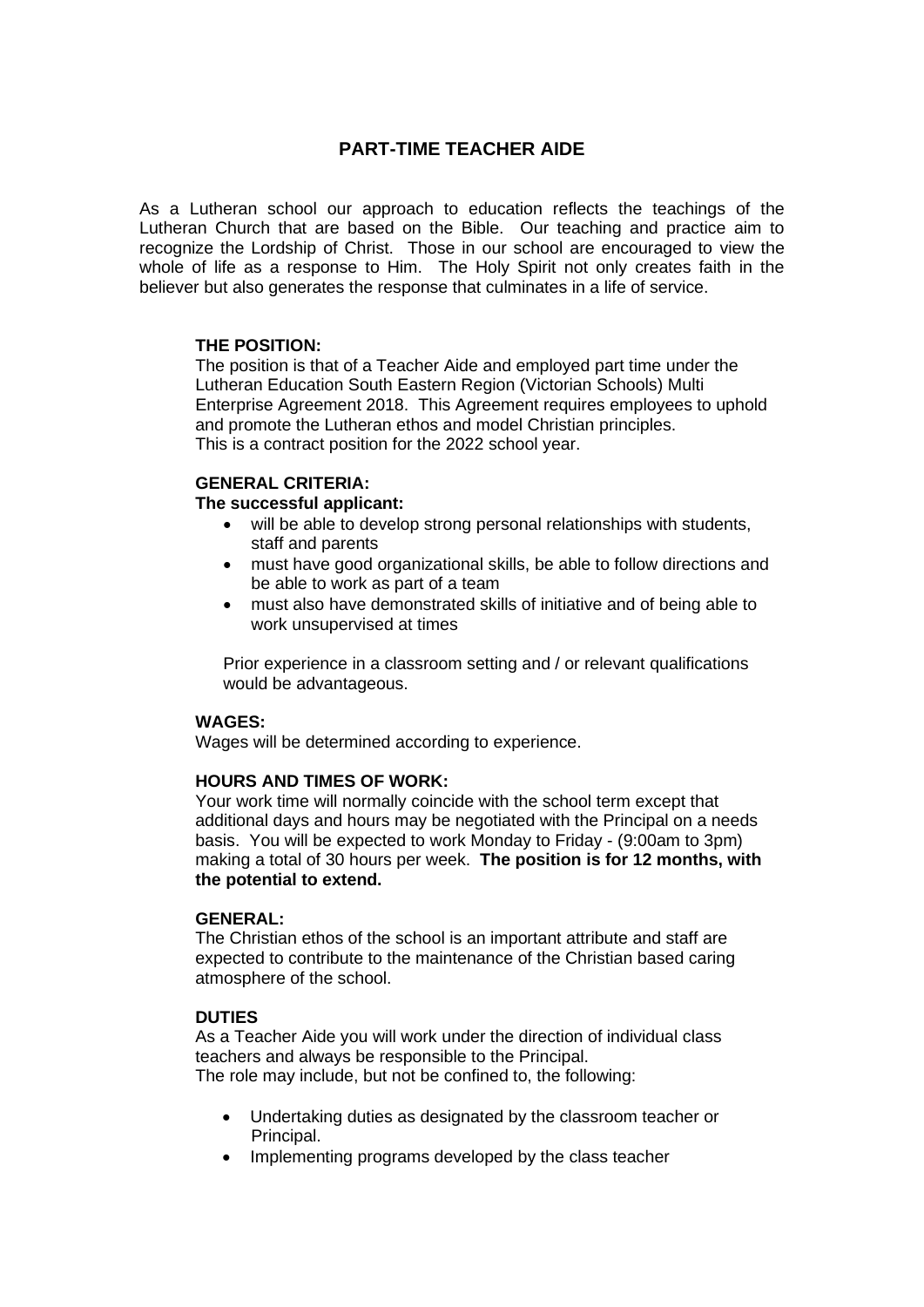# PART-TIME TEACHER AIDE

As a Lutheran school our approach to education reflects the teachings of the Lutheran Church that are based on the Bible. Our teaching and practice aim to recognize the Lordship of Christ. Those in our school are encouraged to view the whole of life as a response to Him. The Holy Spirit not only creates faith in the believer but also generates the response that culminates in a life of service.

**THE POSITION:**
The position is that of a Teacher Aide and employed part time under the Lutheran Education South Eastern Region (Victorian Schools) Multi Enterprise Agreement 2018. This Agreement requires employees to uphold and promote the Lutheran ethos and model Christian principles.
This is a contract position for the 2022 school year.

**GENERAL CRITERIA:**
**The successful applicant:**

- will be able to develop strong personal relationships with students, staff and parents
- must have good organizational skills, be able to follow directions and be able to work as part of a team
- must also have demonstrated skills of initiative and of being able to work unsupervised at times

Prior experience in a classroom setting and / or relevant qualifications would be advantageous.

**WAGES:**
Wages will be determined according to experience.

**HOURS AND TIMES OF WORK:**
Your work time will normally coincide with the school term except that additional days and hours may be negotiated with the Principal on a needs basis. You will be expected to work Monday to Friday - (9:00am to 3pm) making a total of 30 hours per week. **The position is for 12 months, with the potential to extend.**

**GENERAL:**
The Christian ethos of the school is an important attribute and staff are expected to contribute to the maintenance of the Christian based caring atmosphere of the school.

**DUTIES**
As a Teacher Aide you will work under the direction of individual class teachers and always be responsible to the Principal.
The role may include, but not be confined to, the following:

- Undertaking duties as designated by the classroom teacher or Principal.
- Implementing programs developed by the class teacher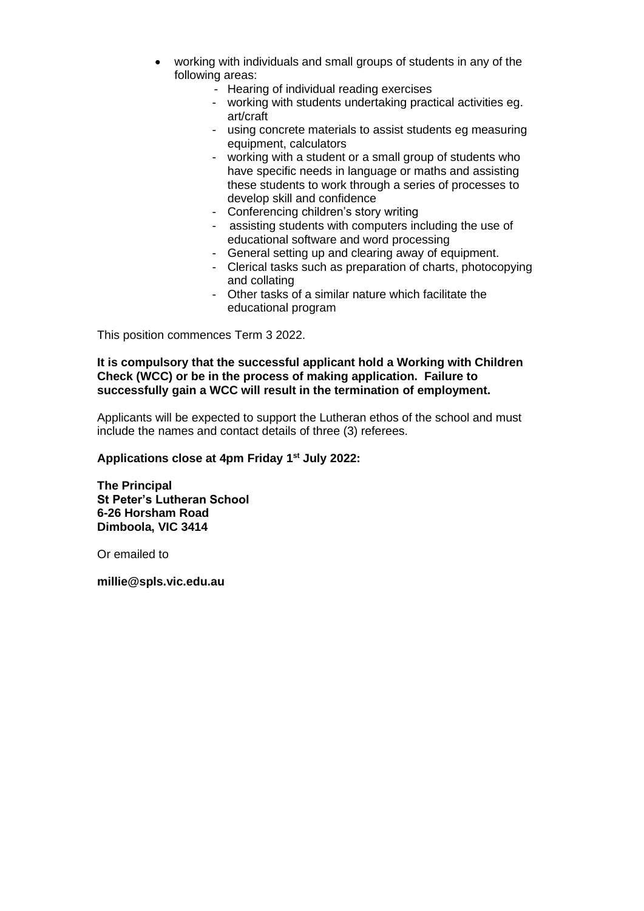- working with individuals and small groups of students in any of the following areas:
  - Hearing of individual reading exercises
  - working with students undertaking practical activities eg. art/craft
  - using concrete materials to assist students eg measuring equipment, calculators
  - working with a student or a small group of students who have specific needs in language or maths and assisting these students to work through a series of processes to develop skill and confidence
  - Conferencing children's story writing
  - assisting students with computers including the use of educational software and word processing
  - General setting up and clearing away of equipment.
  - Clerical tasks such as preparation of charts, photocopying and collating
  - Other tasks of a similar nature which facilitate the educational program

This position commences Term 3 2022.

**It is compulsory that the successful applicant hold a Working with Children Check (WCC) or be in the process of making application. Failure to successfully gain a WCC will result in the termination of employment.**

Applicants will be expected to support the Lutheran ethos of the school and must include the names and contact details of three (3) referees.

**Applications close at 4pm Friday 1st July 2022:**

**The Principal**
**St Peter's Lutheran School**
**6-26 Horsham Road**
**Dimboola, VIC 3414**

Or emailed to

**millie@spls.vic.edu.au**